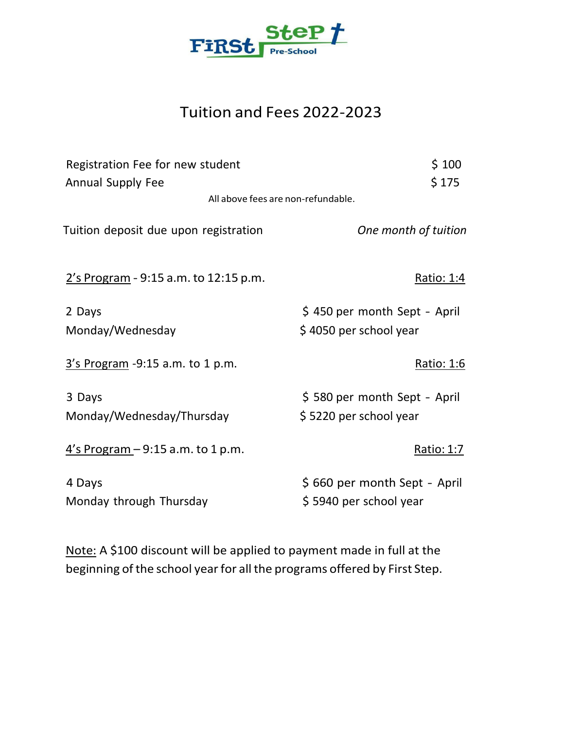First Step Pre-School

# Tuition and Fees 2022-2023

| | |
|---|---|
| Registration Fee for new student | $ 100 |
| Annual Supply Fee | $ 175 |

All above fees are non-refundable.

Tuition deposit due upon registration — *One month of tuition*

<u>2's Program</u> - 9:15 a.m. to 12:15 p.m. — <u>Ratio: 1:4</u>

| | |
|---|---|
| 2 Days | $ 450 per month Sept - April |
| Monday/Wednesday | $ 4050 per school year |

<u>3's Program</u> -9:15 a.m. to 1 p.m. — <u>Ratio: 1:6</u>

| | |
|---|---|
| 3 Days | $ 580 per month Sept - April |
| Monday/Wednesday/Thursday | $ 5220 per school year |

<u>4's Program</u> – 9:15 a.m. to 1 p.m. — <u>Ratio: 1:7</u>

| | |
|---|---|
| 4 Days | $ 660 per month Sept - April |
| Monday through Thursday | $ 5940 per school year |

<u>Note:</u> A $100 discount will be applied to payment made in full at the beginning of the school year for all the programs offered by First Step.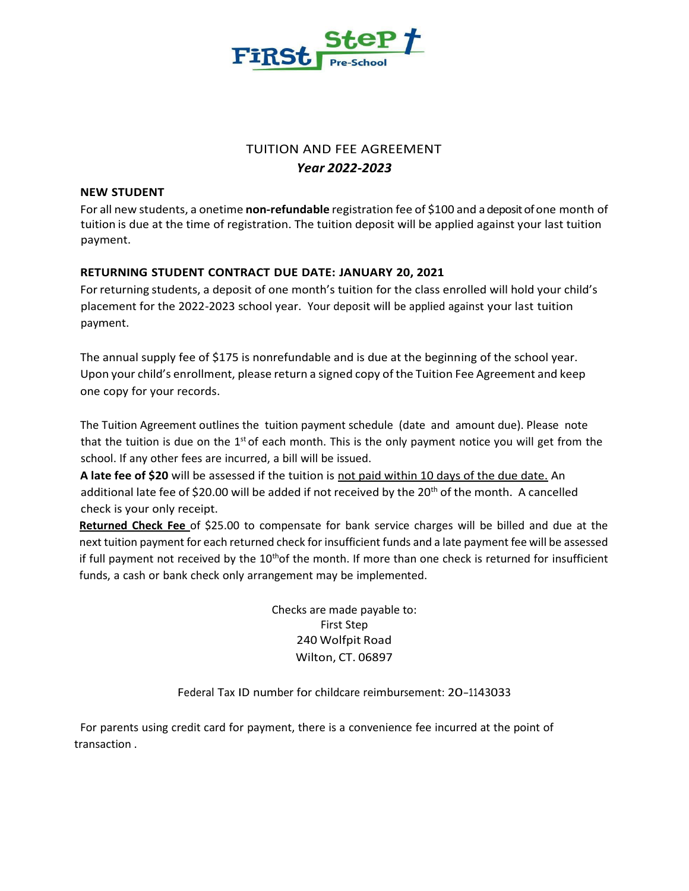**FiRSt StePf Pre-School**

# TUITION AND FEE AGREEMENT

***Year 2022-2023***

**NEW STUDENT**

For all new students, a onetime **non-refundable** registration fee of $100 and a deposit of one month of tuition is due at the time of registration. The tuition deposit will be applied against your last tuition payment.

**RETURNING STUDENT CONTRACT DUE DATE: JANUARY 20, 2021**

For returning students, a deposit of one month's tuition for the class enrolled will hold your child's placement for the 2022-2023 school year. Your deposit will be applied against your last tuition payment.

The annual supply fee of $175 is nonrefundable and is due at the beginning of the school year. Upon your child's enrollment, please return a signed copy of the Tuition Fee Agreement and keep one copy for your records.

The Tuition Agreement outlines the tuition payment schedule (date and amount due). Please note that the tuition is due on the 1st of each month. This is the only payment notice you will get from the school. If any other fees are incurred, a bill will be issued.

**A late fee of $20** will be assessed if the tuition is <u>not paid within 10 days of the due date.</u> An additional late fee of $20.00 will be added if not received by the 20th of the month. A cancelled check is your only receipt.

**<u>Returned Check Fee</u>** of $25.00 to compensate for bank service charges will be billed and due at the next tuition payment for each returned check for insufficient funds and a late payment fee will be assessed if full payment not received by the 10th of the month. If more than one check is returned for insufficient funds, a cash or bank check only arrangement may be implemented.

Checks are made payable to:
First Step
240 Wolfpit Road
Wilton, CT. 06897

Federal Tax ID number for childcare reimbursement: 2O-1143033

For parents using credit card for payment, there is a convenience fee incurred at the point of transaction .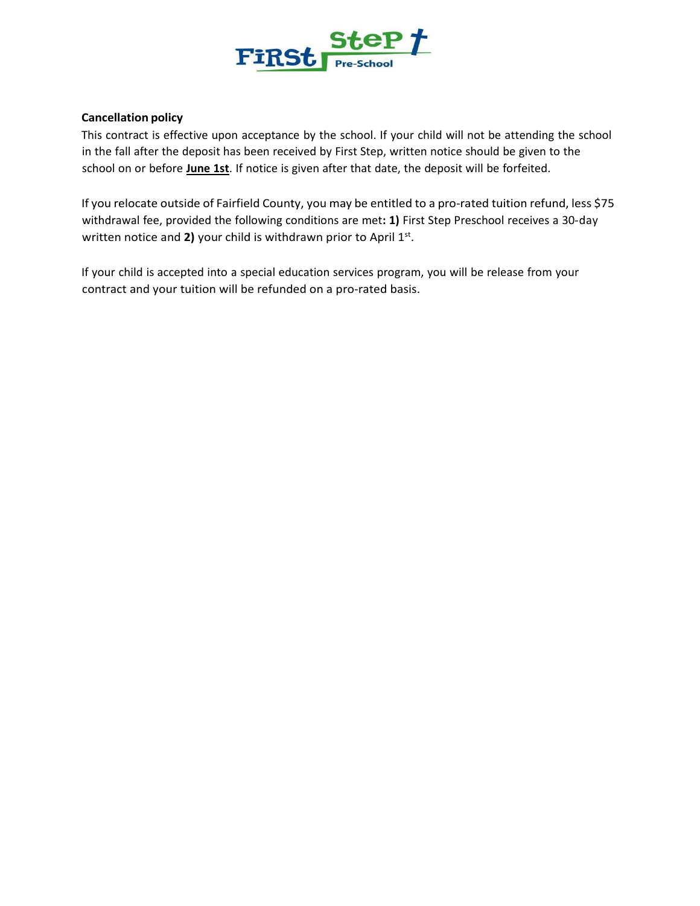**Cancellation policy**

This contract is effective upon acceptance by the school. If your child will not be attending the school in the fall after the deposit has been received by First Step, written notice should be given to the school on or before **June 1st**. If notice is given after that date, the deposit will be forfeited.

If you relocate outside of Fairfield County, you may be entitled to a pro-rated tuition refund, less $75 withdrawal fee, provided the following conditions are met**: 1)** First Step Preschool receives a 30-day written notice and **2)** your child is withdrawn prior to April 1st.

If your child is accepted into a special education services program, you will be release from your contract and your tuition will be refunded on a pro-rated basis.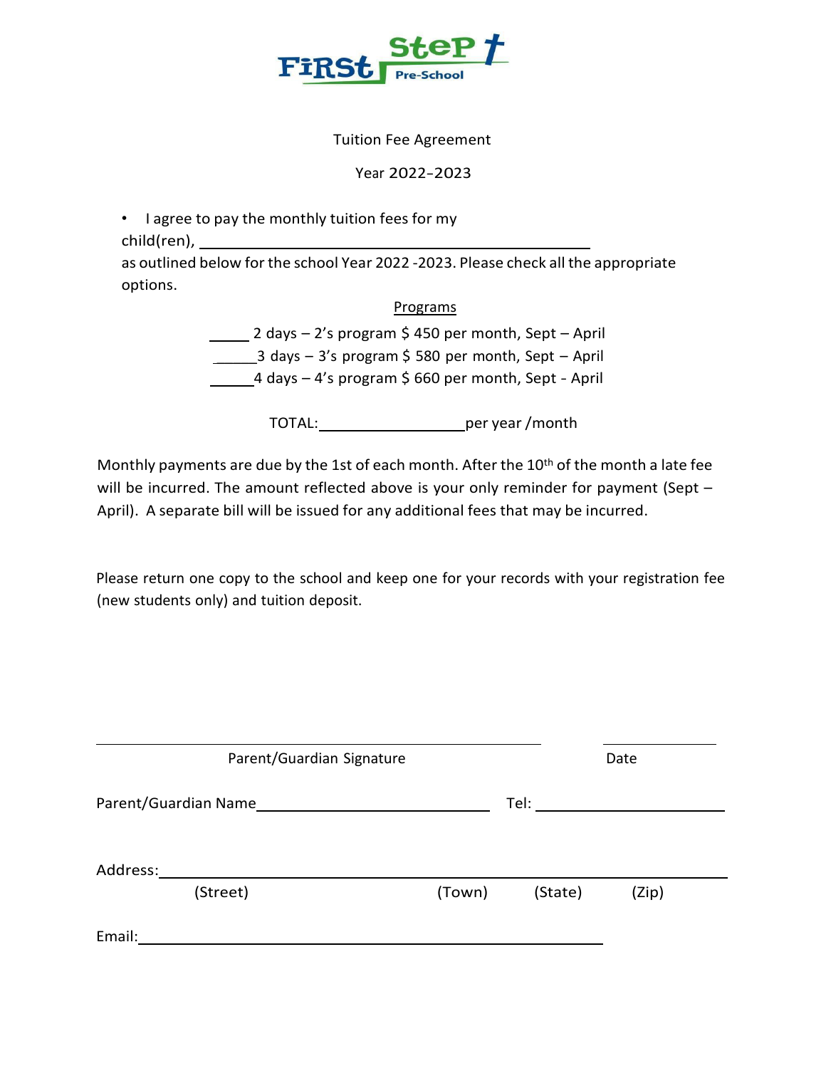First Step Pre-School

Tuition Fee Agreement

Year 2022-2023

- I agree to pay the monthly tuition fees for my child(ren), \_\_\_\_\_\_\_\_\_\_\_\_\_\_\_\_\_\_\_\_\_\_\_\_\_\_\_\_\_\_\_\_\_\_\_\_\_\_\_\_
as outlined below for the school Year 2022 -2023. Please check all the appropriate options.

Programs

\_\_\_\_\_ 2 days – 2's program $ 450 per month, Sept – April
\_\_\_\_\_ 3 days – 3's program $ 580 per month, Sept – April
\_\_\_\_\_ 4 days – 4's program $ 660 per month, Sept - April

TOTAL: \_\_\_\_\_\_\_\_\_\_\_\_\_\_\_\_ per year /month

Monthly payments are due by the 1st of each month. After the 10th of the month a late fee will be incurred. The amount reflected above is your only reminder for payment (Sept – April). A separate bill will be issued for any additional fees that may be incurred.

Please return one copy to the school and keep one for your records with your registration fee (new students only) and tuition deposit.

\_\_\_\_\_\_\_\_\_\_\_\_\_\_\_\_\_\_\_\_\_\_\_\_\_\_\_\_\_\_\_\_\_\_\_\_\_\_\_\_ \_\_\_\_\_\_\_\_\_\_\_\_
Parent/Guardian Signature Date

Parent/Guardian Name \_\_\_\_\_\_\_\_\_\_\_\_\_\_\_\_\_\_\_\_\_\_\_\_ Tel: \_\_\_\_\_\_\_\_\_\_\_\_\_\_\_\_\_\_\_\_

Address: \_\_\_\_\_\_\_\_\_\_\_\_\_\_\_\_\_\_\_\_\_\_\_\_\_\_\_\_\_\_\_\_\_\_\_\_\_\_\_\_\_\_\_\_\_\_\_\_\_\_\_\_\_\_\_\_\_\_
(Street) (Town) (State) (Zip)

Email: \_\_\_\_\_\_\_\_\_\_\_\_\_\_\_\_\_\_\_\_\_\_\_\_\_\_\_\_\_\_\_\_\_\_\_\_\_\_\_\_\_\_\_\_\_\_\_\_